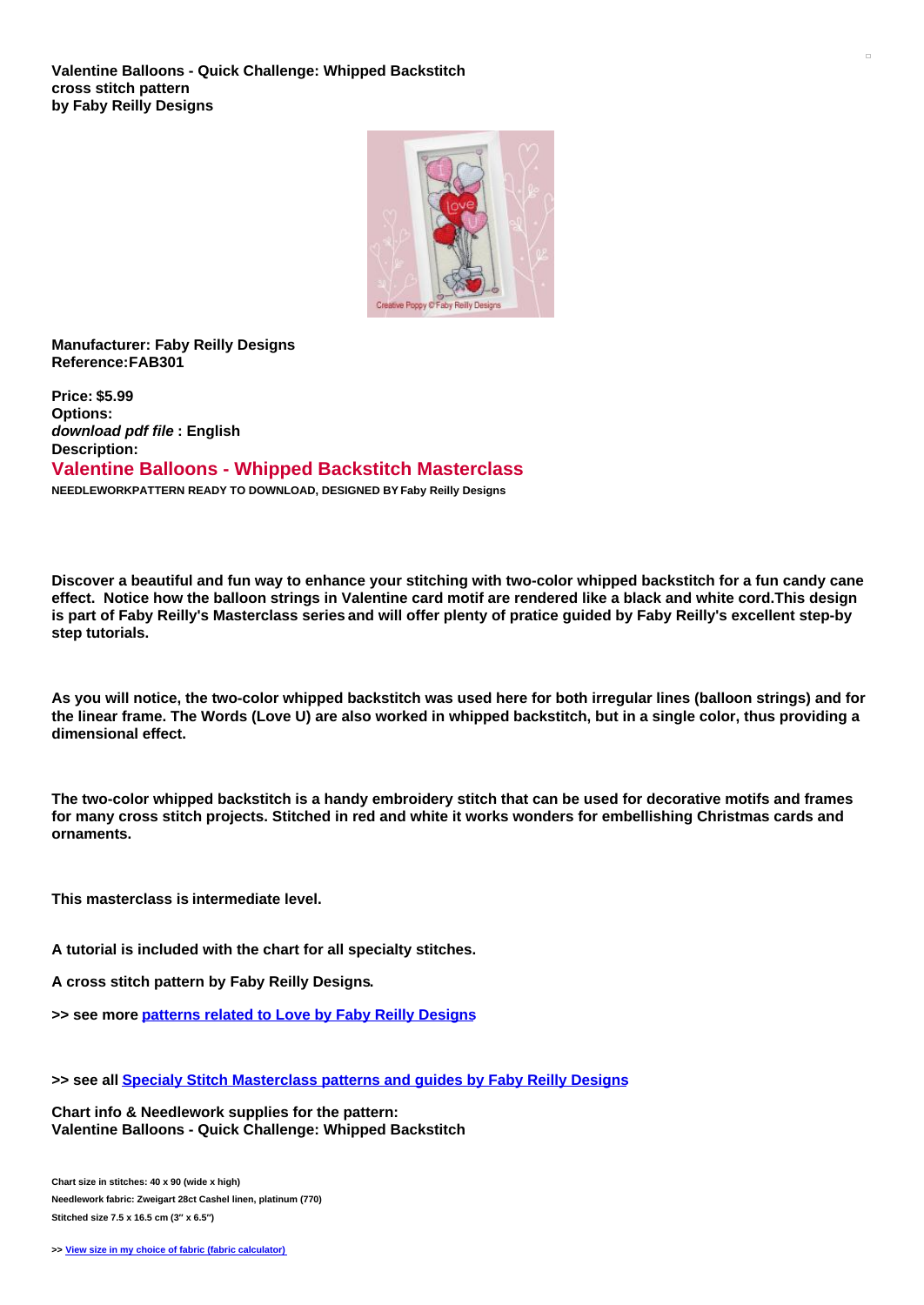**Valentine Balloons - Quick Challenge: Whipped Backstitch cross stitch pattern by Faby Reilly Designs**

**Manufacturer: Faby Reilly Designs**
**Reference:FAB301**

**Price: $5.99**
**Options:**
***download pdf file* : English**
**Description:**

## Valentine Balloons - Whipped Backstitch Masterclass

**NEEDLEWORKPATTERN READY TO DOWNLOAD, DESIGNED BY Faby Reilly Designs**

**Discover a beautiful and fun way to enhance your stitching with two-color whipped backstitch for a fun candy cane effect. Notice how the balloon strings in Valentine card motif are rendered like a black and white cord.This design is part of Faby Reilly's Masterclass series and will offer plenty of pratice guided by Faby Reilly's excellent step-by step tutorials.**

**As you will notice, the two-color whipped backstitch was used here for both irregular lines (balloon strings) and for the linear frame. The Words (Love U) are also worked in whipped backstitch, but in a single color, thus providing a dimensional effect.**

**The two-color whipped backstitch is a handy embroidery stitch that can be used for decorative motifs and frames for many cross stitch projects. Stitched in red and white it works wonders for embellishing Christmas cards and ornaments.**

**This masterclass is intermediate level.**

**A tutorial is included with the chart for all specialty stitches.**

**A cross stitch pattern by Faby Reilly Designs.**

**>> see more patterns related to Love by Faby Reilly Designs**

**>> see all Specialy Stitch Masterclass patterns and guides by Faby Reilly Designs**

**Chart info & Needlework supplies for the pattern: Valentine Balloons - Quick Challenge: Whipped Backstitch**

**Chart size in stitches: 40 x 90 (wide x high)**
**Needlework fabric: Zweigart 28ct Cashel linen, platinum (770)**
**Stitched size 7.5 x 16.5 cm (3″ x 6.5″)**

**>> View size in my choice of fabric (fabric calculator)**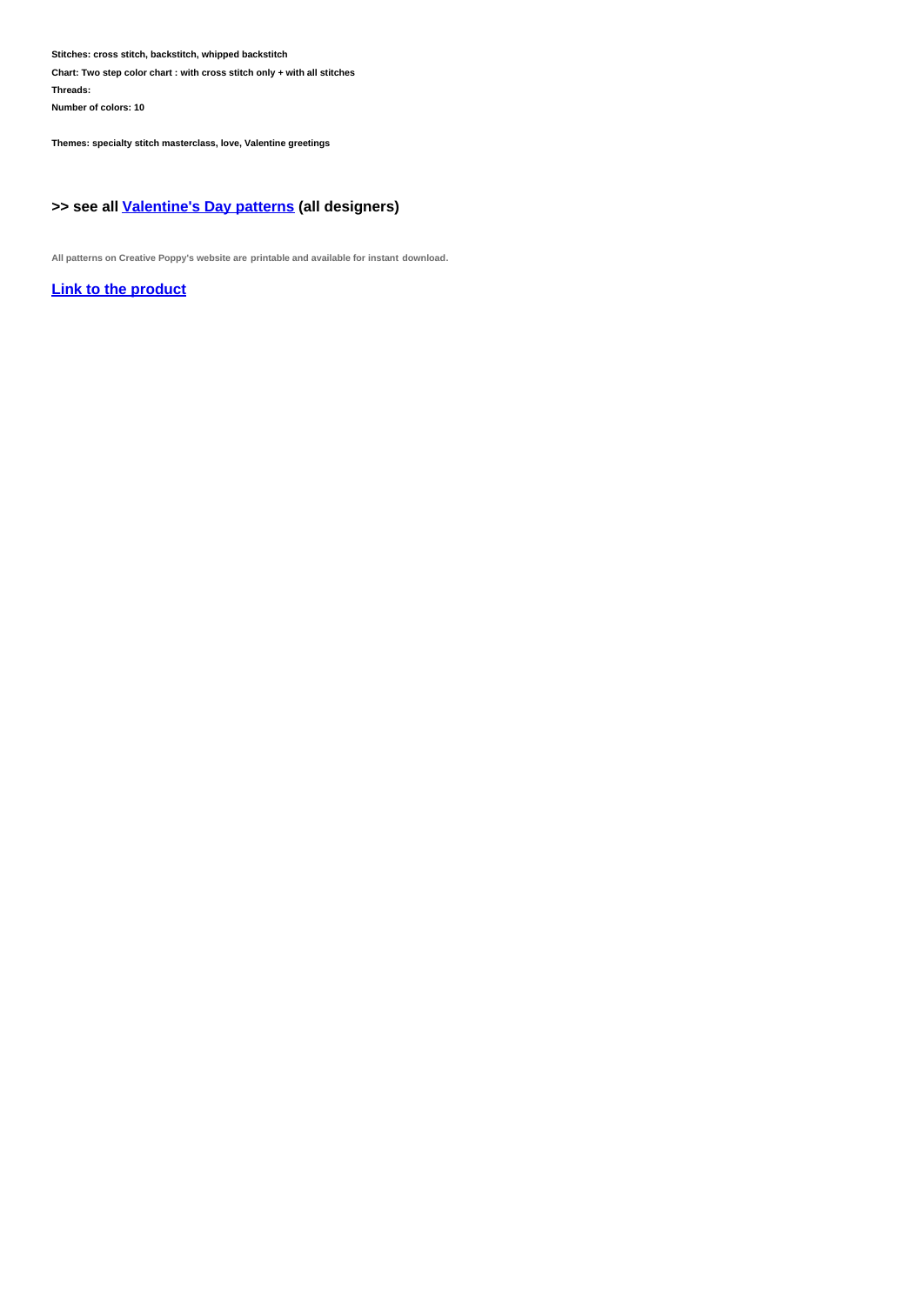**Stitches: cross stitch, backstitch, whipped backstitch**

**Chart: Two step color chart : with cross stitch only + with all stitches**

**Threads:**

**Number of colors: 10**

**Themes: specialty stitch masterclass, love, Valentine greetings**

## >> see all [Valentine's Day patterns] (all designers)

All patterns on Creative Poppy's website are printable and available for instant download.

**[Link to the product]**